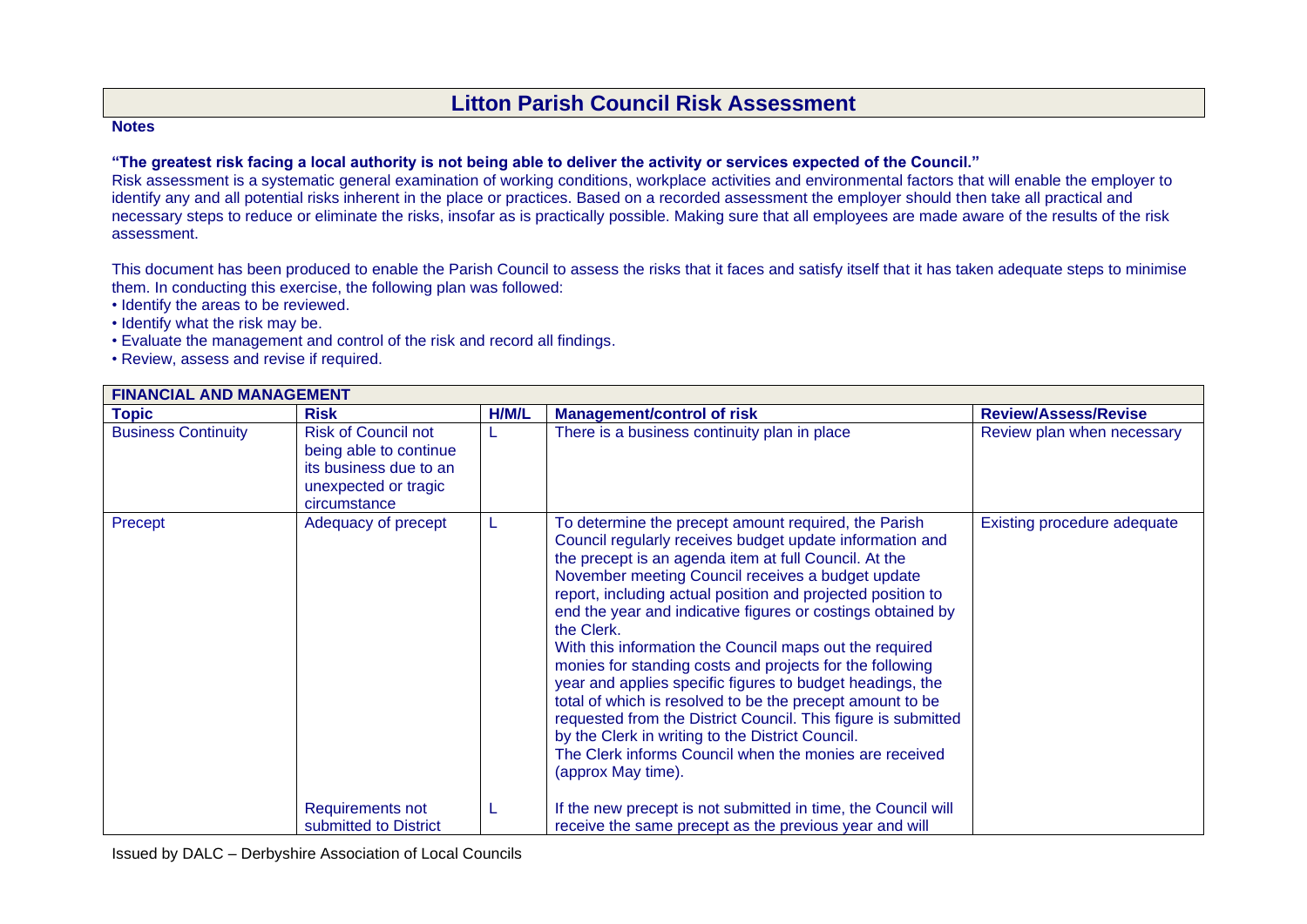# Litton Parish Council Risk Assessment

**Notes**

**"The greatest risk facing a local authority is not being able to deliver the activity or services expected of the Council."**

Risk assessment is a systematic general examination of working conditions, workplace activities and environmental factors that will enable the employer to identify any and all potential risks inherent in the place or practices. Based on a recorded assessment the employer should then take all practical and necessary steps to reduce or eliminate the risks, insofar as is practically possible. Making sure that all employees are made aware of the results of the risk assessment.

This document has been produced to enable the Parish Council to assess the risks that it faces and satisfy itself that it has taken adequate steps to minimise them. In conducting this exercise, the following plan was followed:

- Identify the areas to be reviewed.
- Identify what the risk may be.
- Evaluate the management and control of the risk and record all findings.
- Review, assess and revise if required.

| **FINANCIAL AND MANAGEMENT** | | | | |
|---|---|---|---|---|
| **Topic** | **Risk** | **H/M/L** | **Management/control of risk** | **Review/Assess/Revise** |
| Business Continuity | Risk of Council not being able to continue its business due to an unexpected or tragic circumstance | L | There is a business continuity plan in place | Review plan when necessary |
| Precept | Adequacy of precept | L | To determine the precept amount required, the Parish Council regularly receives budget update information and the precept is an agenda item at full Council. At the November meeting Council receives a budget update report, including actual position and projected position to end the year and indicative figures or costings obtained by the Clerk.<br>With this information the Council maps out the required monies for standing costs and projects for the following year and applies specific figures to budget headings, the total of which is resolved to be the precept amount to be requested from the District Council. This figure is submitted by the Clerk in writing to the District Council.<br>The Clerk informs Council when the monies are received (approx May time). | Existing procedure adequate |
| | Requirements not submitted to District | L | If the new precept is not submitted in time, the Council will receive the same precept as the previous year and will | |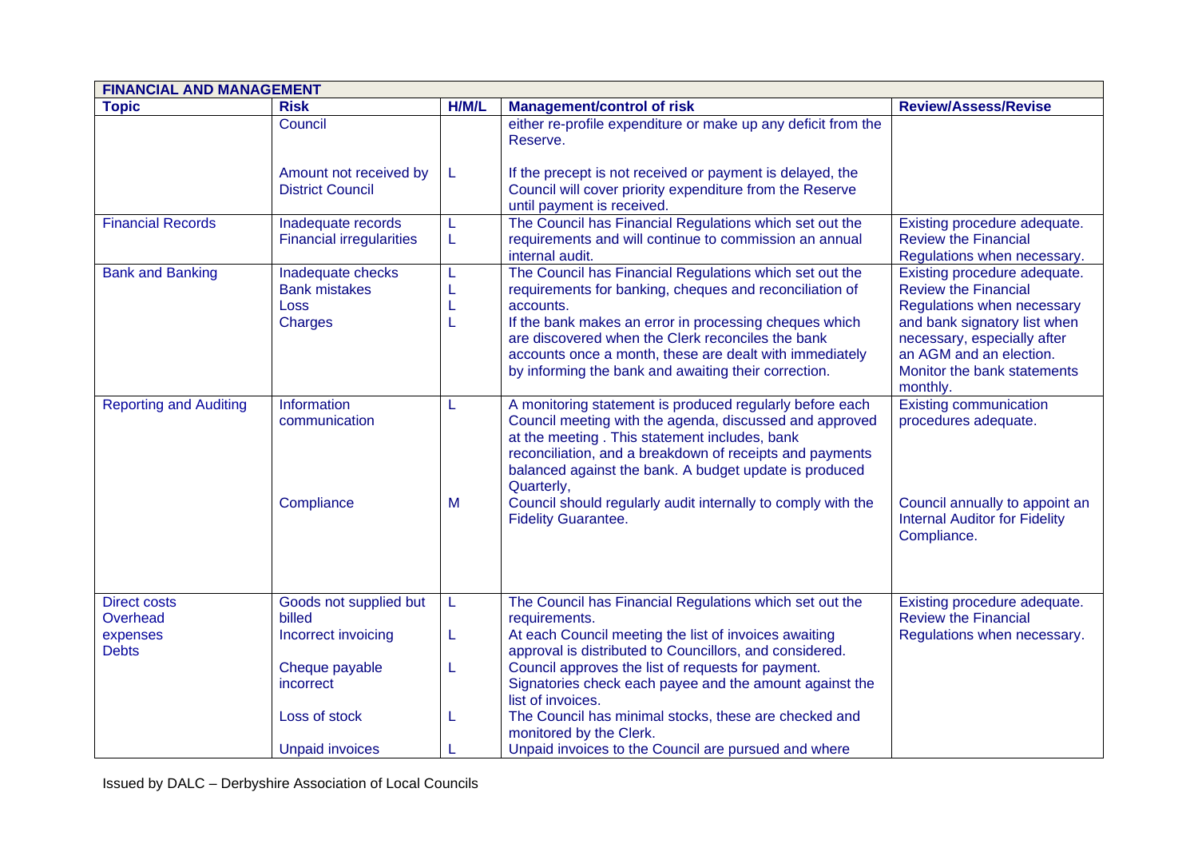| FINANCIAL AND MANAGEMENT | | | | |
|---|---|---|---|---|
| **Topic** | **Risk** | **H/M/L** | **Management/control of risk** | **Review/Assess/Revise** |
| | Council<br><br>Amount not received by District Council | <br><br>L | either re-profile expenditure or make up any deficit from the Reserve.<br><br>If the precept is not received or payment is delayed, the Council will cover priority expenditure from the Reserve until payment is received. | |
| Financial Records | Inadequate records<br>Financial irregularities | L<br>L | The Council has Financial Regulations which set out the requirements and will continue to commission an annual internal audit. | Existing procedure adequate. Review the Financial Regulations when necessary. |
| Bank and Banking | Inadequate checks<br>Bank mistakes<br>Loss<br>Charges | L<br>L<br>L<br>L | The Council has Financial Regulations which set out the requirements for banking, cheques and reconciliation of accounts.<br>If the bank makes an error in processing cheques which are discovered when the Clerk reconciles the bank accounts once a month, these are dealt with immediately by informing the bank and awaiting their correction. | Existing procedure adequate. Review the Financial Regulations when necessary and bank signatory list when necessary, especially after an AGM and an election. Monitor the bank statements monthly. |
| Reporting and Auditing | Information communication<br><br><br><br><br>Compliance | L<br><br><br><br><br>M | A monitoring statement is produced regularly before each Council meeting with the agenda, discussed and approved at the meeting . This statement includes, bank reconciliation, and a breakdown of receipts and payments balanced against the bank. A budget update is produced Quarterly,<br>Council should regularly audit internally to comply with the Fidelity Guarantee. | Existing communication procedures adequate.<br><br><br><br><br>Council annually to appoint an Internal Auditor for Fidelity Compliance. |
| Direct costs<br>Overhead expenses<br>Debts | Goods not supplied but billed<br>Incorrect invoicing<br><br>Cheque payable incorrect<br><br>Loss of stock<br><br>Unpaid invoices | L<br><br>L<br><br>L<br><br>L<br><br>L | The Council has Financial Regulations which set out the requirements.<br>At each Council meeting the list of invoices awaiting approval is distributed to Councillors, and considered.<br>Council approves the list of requests for payment. Signatories check each payee and the amount against the list of invoices.<br>The Council has minimal stocks, these are checked and monitored by the Clerk.<br>Unpaid invoices to the Council are pursued and where | Existing procedure adequate. Review the Financial Regulations when necessary. |

Issued by DALC – Derbyshire Association of Local Councils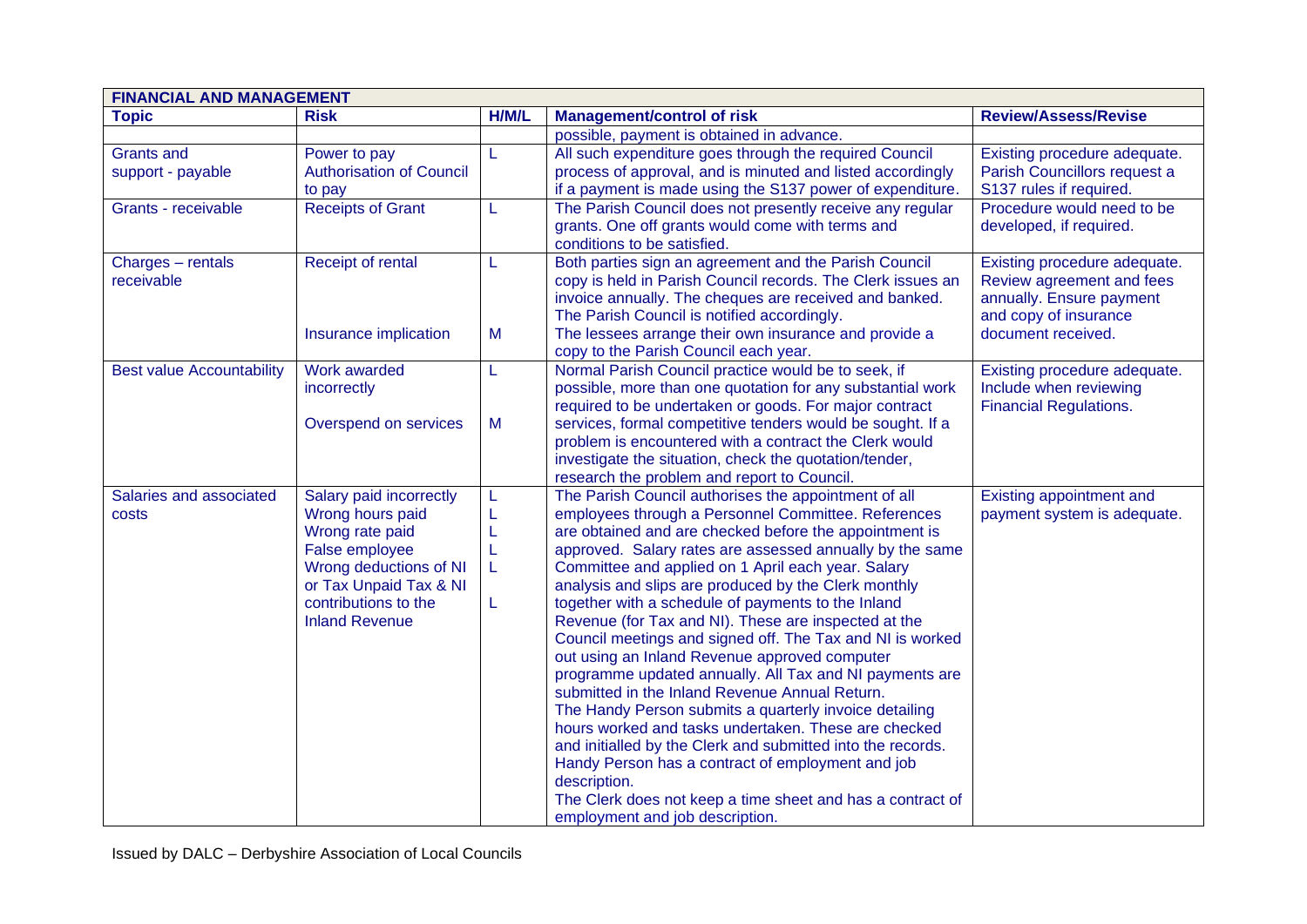| FINANCIAL AND MANAGEMENT | | | | |
|---|---|---|---|---|
| **Topic** | **Risk** | **H/M/L** | **Management/control of risk** | **Review/Assess/Revise** |
| | | | possible, payment is obtained in advance. | |
| Grants and support - payable | Power to pay Authorisation of Council to pay | L | All such expenditure goes through the required Council process of approval, and is minuted and listed accordingly if a payment is made using the S137 power of expenditure. | Existing procedure adequate. Parish Councillors request a S137 rules if required. |
| Grants - receivable | Receipts of Grant | L | The Parish Council does not presently receive any regular grants. One off grants would come with terms and conditions to be satisfied. | Procedure would need to be developed, if required. |
| Charges – rentals receivable | Receipt of rental<br><br>Insurance implication | L<br><br>M | Both parties sign an agreement and the Parish Council copy is held in Parish Council records. The Clerk issues an invoice annually. The cheques are received and banked. The Parish Council is notified accordingly.<br>The lessees arrange their own insurance and provide a copy to the Parish Council each year. | Existing procedure adequate. Review agreement and fees annually. Ensure payment and copy of insurance document received. |
| Best value Accountability | Work awarded incorrectly<br><br>Overspend on services | L<br><br>M | Normal Parish Council practice would be to seek, if possible, more than one quotation for any substantial work required to be undertaken or goods. For major contract services, formal competitive tenders would be sought. If a problem is encountered with a contract the Clerk would investigate the situation, check the quotation/tender, research the problem and report to Council. | Existing procedure adequate. Include when reviewing Financial Regulations. |
| Salaries and associated costs | Salary paid incorrectly<br>Wrong hours paid<br>Wrong rate paid<br>False employee<br>Wrong deductions of NI or Tax Unpaid Tax & NI contributions to the Inland Revenue | L<br>L<br>L<br>L<br>L<br><br>L | The Parish Council authorises the appointment of all employees through a Personnel Committee. References are obtained and are checked before the appointment is approved. Salary rates are assessed annually by the same Committee and applied on 1 April each year. Salary analysis and slips are produced by the Clerk monthly together with a schedule of payments to the Inland Revenue (for Tax and NI). These are inspected at the Council meetings and signed off. The Tax and NI is worked out using an Inland Revenue approved computer programme updated annually. All Tax and NI payments are submitted in the Inland Revenue Annual Return.<br>The Handy Person submits a quarterly invoice detailing hours worked and tasks undertaken. These are checked and initialled by the Clerk and submitted into the records. Handy Person has a contract of employment and job description.<br>The Clerk does not keep a time sheet and has a contract of employment and job description. | Existing appointment and payment system is adequate. |

Issued by DALC – Derbyshire Association of Local Councils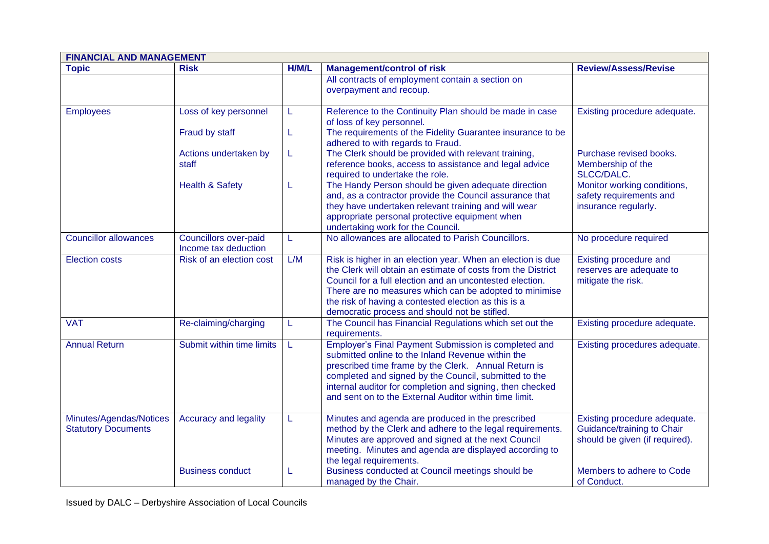| FINANCIAL AND MANAGEMENT | | | | |
|---|---|---|---|---|
| **Topic** | **Risk** | **H/M/L** | **Management/control of risk** | **Review/Assess/Revise** |
| | | | All contracts of employment contain a section on overpayment and recoup. | |
| Employees | Loss of key personnel | L | Reference to the Continuity Plan should be made in case of loss of key personnel. | Existing procedure adequate. |
| | Fraud by staff | L | The requirements of the Fidelity Guarantee insurance to be adhered to with regards to Fraud. | |
| | Actions undertaken by staff | L | The Clerk should be provided with relevant training, reference books, access to assistance and legal advice required to undertake the role. | Purchase revised books. Membership of the SLCC/DALC. |
| | Health & Safety | L | The Handy Person should be given adequate direction and, as a contractor provide the Council assurance that they have undertaken relevant training and will wear appropriate personal protective equipment when undertaking work for the Council. | Monitor working conditions, safety requirements and insurance regularly. |
| Councillor allowances | Councillors over-paid Income tax deduction | L | No allowances are allocated to Parish Councillors. | No procedure required |
| Election costs | Risk of an election cost | L/M | Risk is higher in an election year. When an election is due the Clerk will obtain an estimate of costs from the District Council for a full election and an uncontested election. There are no measures which can be adopted to minimise the risk of having a contested election as this is a democratic process and should not be stifled. | Existing procedure and reserves are adequate to mitigate the risk. |
| VAT | Re-claiming/charging | L | The Council has Financial Regulations which set out the requirements. | Existing procedure adequate. |
| Annual Return | Submit within time limits | L | Employer's Final Payment Submission is completed and submitted online to the Inland Revenue within the prescribed time frame by the Clerk. Annual Return is completed and signed by the Council, submitted to the internal auditor for completion and signing, then checked and sent on to the External Auditor within time limit. | Existing procedures adequate. |
| Minutes/Agendas/Notices Statutory Documents | Accuracy and legality | L | Minutes and agenda are produced in the prescribed method by the Clerk and adhere to the legal requirements. Minutes are approved and signed at the next Council meeting. Minutes and agenda are displayed according to the legal requirements. | Existing procedure adequate. Guidance/training to Chair should be given (if required). |
| | Business conduct | L | Business conducted at Council meetings should be managed by the Chair. | Members to adhere to Code of Conduct. |

Issued by DALC – Derbyshire Association of Local Councils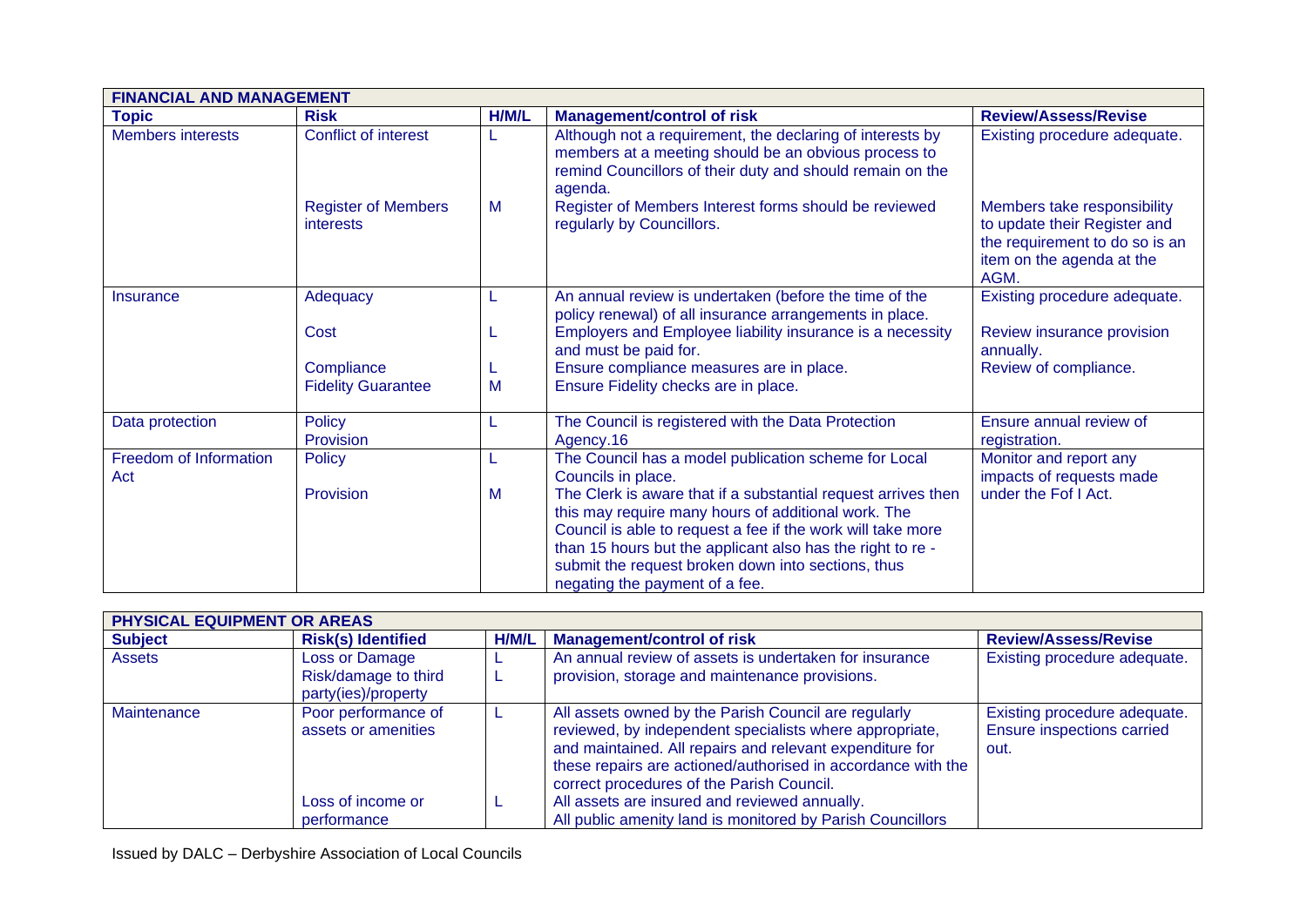| FINANCIAL AND MANAGEMENT | | | | |
|---|---|---|---|---|
| **Topic** | **Risk** | **H/M/L** | **Management/control of risk** | **Review/Assess/Revise** |
| Members interests | Conflict of interest | L | Although not a requirement, the declaring of interests by members at a meeting should be an obvious process to remind Councillors of their duty and should remain on the agenda. | Existing procedure adequate. |
| | Register of Members interests | M | Register of Members Interest forms should be reviewed regularly by Councillors. | Members take responsibility to update their Register and the requirement to do so is an item on the agenda at the AGM. |
| Insurance | Adequacy | L | An annual review is undertaken (before the time of the policy renewal) of all insurance arrangements in place. | Existing procedure adequate. |
| | Cost | L | Employers and Employee liability insurance is a necessity and must be paid for. | Review insurance provision annually. |
| | Compliance | L | Ensure compliance measures are in place. | Review of compliance. |
| | Fidelity Guarantee | M | Ensure Fidelity checks are in place. | |
| Data protection | Policy Provision | L | The Council is registered with the Data Protection Agency.16 | Ensure annual review of registration. |
| Freedom of Information Act | Policy | L | The Council has a model publication scheme for Local Councils in place. | Monitor and report any impacts of requests made under the Fof I Act. |
| | Provision | M | The Clerk is aware that if a substantial request arrives then this may require many hours of additional work. The Council is able to request a fee if the work will take more than 15 hours but the applicant also has the right to re - submit the request broken down into sections, thus negating the payment of a fee. | |

| PHYSICAL EQUIPMENT OR AREAS | | | | |
|---|---|---|---|---|
| **Subject** | **Risk(s) Identified** | **H/M/L** | **Management/control of risk** | **Review/Assess/Revise** |
| Assets | Loss or Damage<br>Risk/damage to third party(ies)/property | L<br>L | An annual review of assets is undertaken for insurance provision, storage and maintenance provisions. | Existing procedure adequate. |
| Maintenance | Poor performance of assets or amenities | L | All assets owned by the Parish Council are regularly reviewed, by independent specialists where appropriate, and maintained. All repairs and relevant expenditure for these repairs are actioned/authorised in accordance with the correct procedures of the Parish Council. | Existing procedure adequate. Ensure inspections carried out. |
| | Loss of income or performance | L | All assets are insured and reviewed annually.<br>All public amenity land is monitored by Parish Councillors | |

Issued by DALC – Derbyshire Association of Local Councils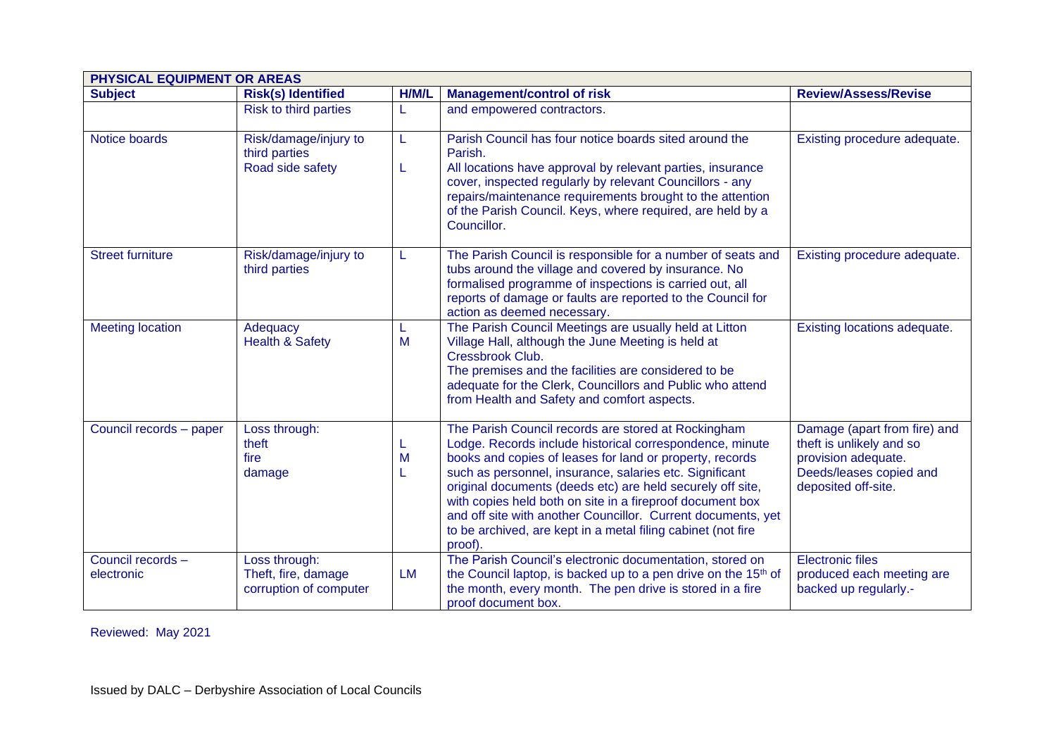| PHYSICAL EQUIPMENT OR AREAS | | | | |
| --- | --- | --- | --- | --- |
| **Subject** | **Risk(s) Identified** | **H/M/L** | **Management/control of risk** | **Review/Assess/Revise** |
| | Risk to third parties | L | and empowered contractors. | |
| Notice boards | Risk/damage/injury to third parties<br>Road side safety | L<br>L | Parish Council has four notice boards sited around the Parish.<br>All locations have approval by relevant parties, insurance cover, inspected regularly by relevant Councillors - any repairs/maintenance requirements brought to the attention of the Parish Council. Keys, where required, are held by a Councillor. | Existing procedure adequate. |
| Street furniture | Risk/damage/injury to third parties | L | The Parish Council is responsible for a number of seats and tubs around the village and covered by insurance. No formalised programme of inspections is carried out, all reports of damage or faults are reported to the Council for action as deemed necessary. | Existing procedure adequate. |
| Meeting location | Adequacy<br>Health & Safety | L<br>M | The Parish Council Meetings are usually held at Litton Village Hall, although the June Meeting is held at Cressbrook Club.<br>The premises and the facilities are considered to be adequate for the Clerk, Councillors and Public who attend from Health and Safety and comfort aspects. | Existing locations adequate. |
| Council records – paper | Loss through:<br>theft<br>fire<br>damage | <br>L<br>M<br>L | The Parish Council records are stored at Rockingham Lodge. Records include historical correspondence, minute books and copies of leases for land or property, records such as personnel, insurance, salaries etc. Significant original documents (deeds etc) are held securely off site, with copies held both on site in a fireproof document box and off site with another Councillor. Current documents, yet to be archived, are kept in a metal filing cabinet (not fire proof). | Damage (apart from fire) and theft is unlikely and so provision adequate.<br>Deeds/leases copied and deposited off-site. |
| Council records – electronic | Loss through:<br>Theft, fire, damage<br>corruption of computer | LM | The Parish Council's electronic documentation, stored on the Council laptop, is backed up to a pen drive on the 15th of the month, every month. The pen drive is stored in a fire proof document box. | Electronic files produced each meeting are backed up regularly.- |

Reviewed: May 2021

Issued by DALC – Derbyshire Association of Local Councils